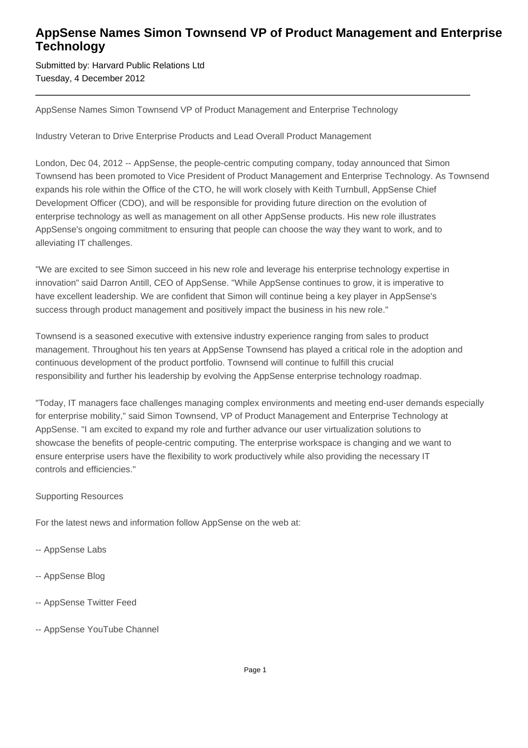# AppSense Names Simon Townsend VP of Product Management and Enterprise Technology

Submitted by: Harvard Public Relations Ltd
Tuesday, 4 December 2012

---

AppSense Names Simon Townsend VP of Product Management and Enterprise Technology

Industry Veteran to Drive Enterprise Products and Lead Overall Product Management

London, Dec 04, 2012 -- AppSense, the people-centric computing company, today announced that Simon Townsend has been promoted to Vice President of Product Management and Enterprise Technology. As Townsend expands his role within the Office of the CTO, he will work closely with Keith Turnbull, AppSense Chief Development Officer (CDO), and will be responsible for providing future direction on the evolution of enterprise technology as well as management on all other AppSense products. His new role illustrates AppSense's ongoing commitment to ensuring that people can choose the way they want to work, and to alleviating IT challenges.

"We are excited to see Simon succeed in his new role and leverage his enterprise technology expertise in innovation" said Darron Antill, CEO of AppSense. "While AppSense continues to grow, it is imperative to have excellent leadership. We are confident that Simon will continue being a key player in AppSense's success through product management and positively impact the business in his new role."

Townsend is a seasoned executive with extensive industry experience ranging from sales to product management. Throughout his ten years at AppSense Townsend has played a critical role in the adoption and continuous development of the product portfolio. Townsend will continue to fulfill this crucial responsibility and further his leadership by evolving the AppSense enterprise technology roadmap.

"Today, IT managers face challenges managing complex environments and meeting end-user demands especially for enterprise mobility," said Simon Townsend, VP of Product Management and Enterprise Technology at AppSense. "I am excited to expand my role and further advance our user virtualization solutions to showcase the benefits of people-centric computing. The enterprise workspace is changing and we want to ensure enterprise users have the flexibility to work productively while also providing the necessary IT controls and efficiencies."

Supporting Resources

For the latest news and information follow AppSense on the web at:

-- AppSense Labs

-- AppSense Blog

-- AppSense Twitter Feed

-- AppSense YouTube Channel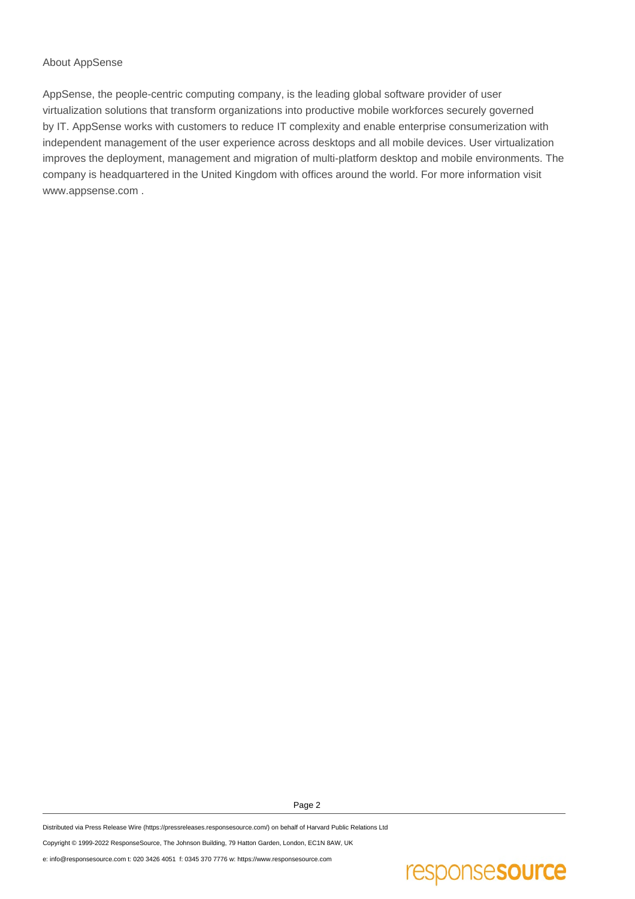About AppSense

AppSense, the people-centric computing company, is the leading global software provider of user virtualization solutions that transform organizations into productive mobile workforces securely governed by IT. AppSense works with customers to reduce IT complexity and enable enterprise consumerization with independent management of the user experience across desktops and all mobile devices. User virtualization improves the deployment, management and migration of multi-platform desktop and mobile environments. The company is headquartered in the United Kingdom with offices around the world. For more information visit www.appsense.com .